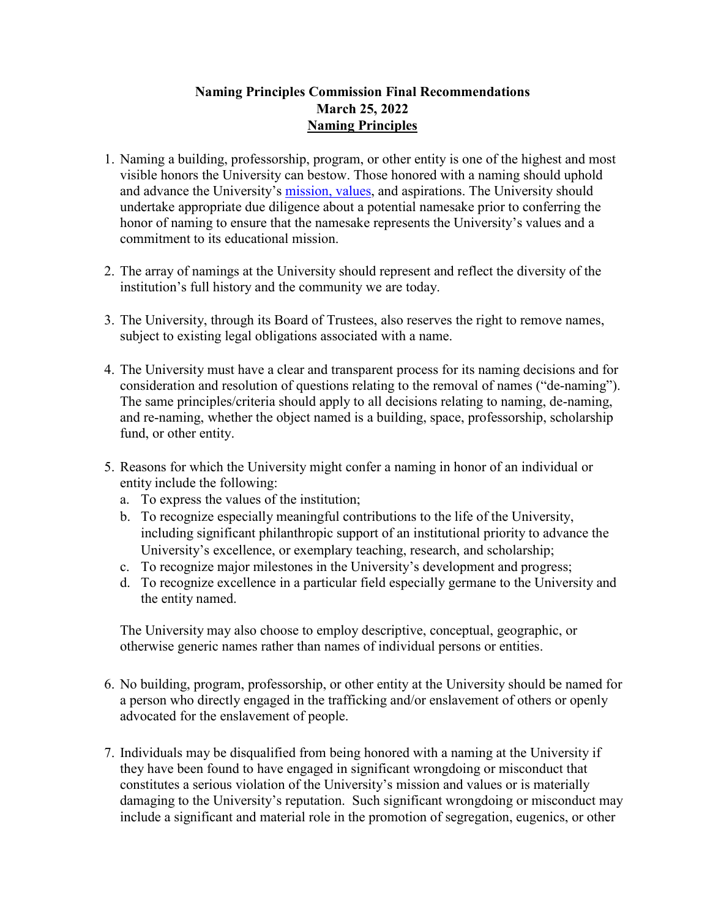**Naming Principles Commission Final Recommendations**
**March 25, 2022**
**Naming Principles**

1. Naming a building, professorship, program, or other entity is one of the highest and most visible honors the University can bestow. Those honored with a naming should uphold and advance the University's [mission, values](), and aspirations. The University should undertake appropriate due diligence about a potential namesake prior to conferring the honor of naming to ensure that the namesake represents the University's values and a commitment to its educational mission.

2. The array of namings at the University should represent and reflect the diversity of the institution's full history and the community we are today.

3. The University, through its Board of Trustees, also reserves the right to remove names, subject to existing legal obligations associated with a name.

4. The University must have a clear and transparent process for its naming decisions and for consideration and resolution of questions relating to the removal of names ("de-naming"). The same principles/criteria should apply to all decisions relating to naming, de-naming, and re-naming, whether the object named is a building, space, professorship, scholarship fund, or other entity.

5. Reasons for which the University might confer a naming in honor of an individual or entity include the following:
   a. To express the values of the institution;
   b. To recognize especially meaningful contributions to the life of the University, including significant philanthropic support of an institutional priority to advance the University's excellence, or exemplary teaching, research, and scholarship;
   c. To recognize major milestones in the University's development and progress;
   d. To recognize excellence in a particular field especially germane to the University and the entity named.

   The University may also choose to employ descriptive, conceptual, geographic, or otherwise generic names rather than names of individual persons or entities.

6. No building, program, professorship, or other entity at the University should be named for a person who directly engaged in the trafficking and/or enslavement of others or openly advocated for the enslavement of people.

7. Individuals may be disqualified from being honored with a naming at the University if they have been found to have engaged in significant wrongdoing or misconduct that constitutes a serious violation of the University's mission and values or is materially damaging to the University's reputation. Such significant wrongdoing or misconduct may include a significant and material role in the promotion of segregation, eugenics, or other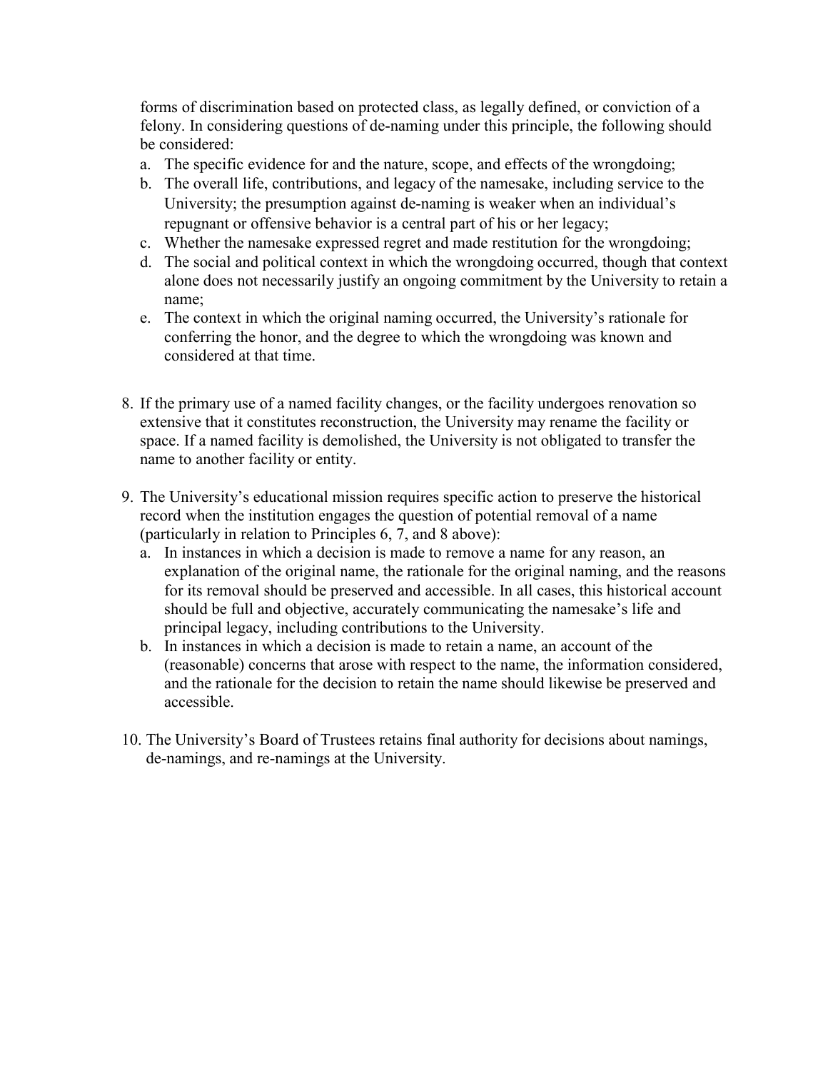forms of discrimination based on protected class, as legally defined, or conviction of a felony. In considering questions of de-naming under this principle, the following should be considered:

   a. The specific evidence for and the nature, scope, and effects of the wrongdoing;
   b. The overall life, contributions, and legacy of the namesake, including service to the University; the presumption against de-naming is weaker when an individual's repugnant or offensive behavior is a central part of his or her legacy;
   c. Whether the namesake expressed regret and made restitution for the wrongdoing;
   d. The social and political context in which the wrongdoing occurred, though that context alone does not necessarily justify an ongoing commitment by the University to retain a name;
   e. The context in which the original naming occurred, the University's rationale for conferring the honor, and the degree to which the wrongdoing was known and considered at that time.

8. If the primary use of a named facility changes, or the facility undergoes renovation so extensive that it constitutes reconstruction, the University may rename the facility or space. If a named facility is demolished, the University is not obligated to transfer the name to another facility or entity.

9. The University's educational mission requires specific action to preserve the historical record when the institution engages the question of potential removal of a name (particularly in relation to Principles 6, 7, and 8 above):
   a. In instances in which a decision is made to remove a name for any reason, an explanation of the original name, the rationale for the original naming, and the reasons for its removal should be preserved and accessible. In all cases, this historical account should be full and objective, accurately communicating the namesake's life and principal legacy, including contributions to the University.
   b. In instances in which a decision is made to retain a name, an account of the (reasonable) concerns that arose with respect to the name, the information considered, and the rationale for the decision to retain the name should likewise be preserved and accessible.

10. The University's Board of Trustees retains final authority for decisions about namings, de-namings, and re-namings at the University.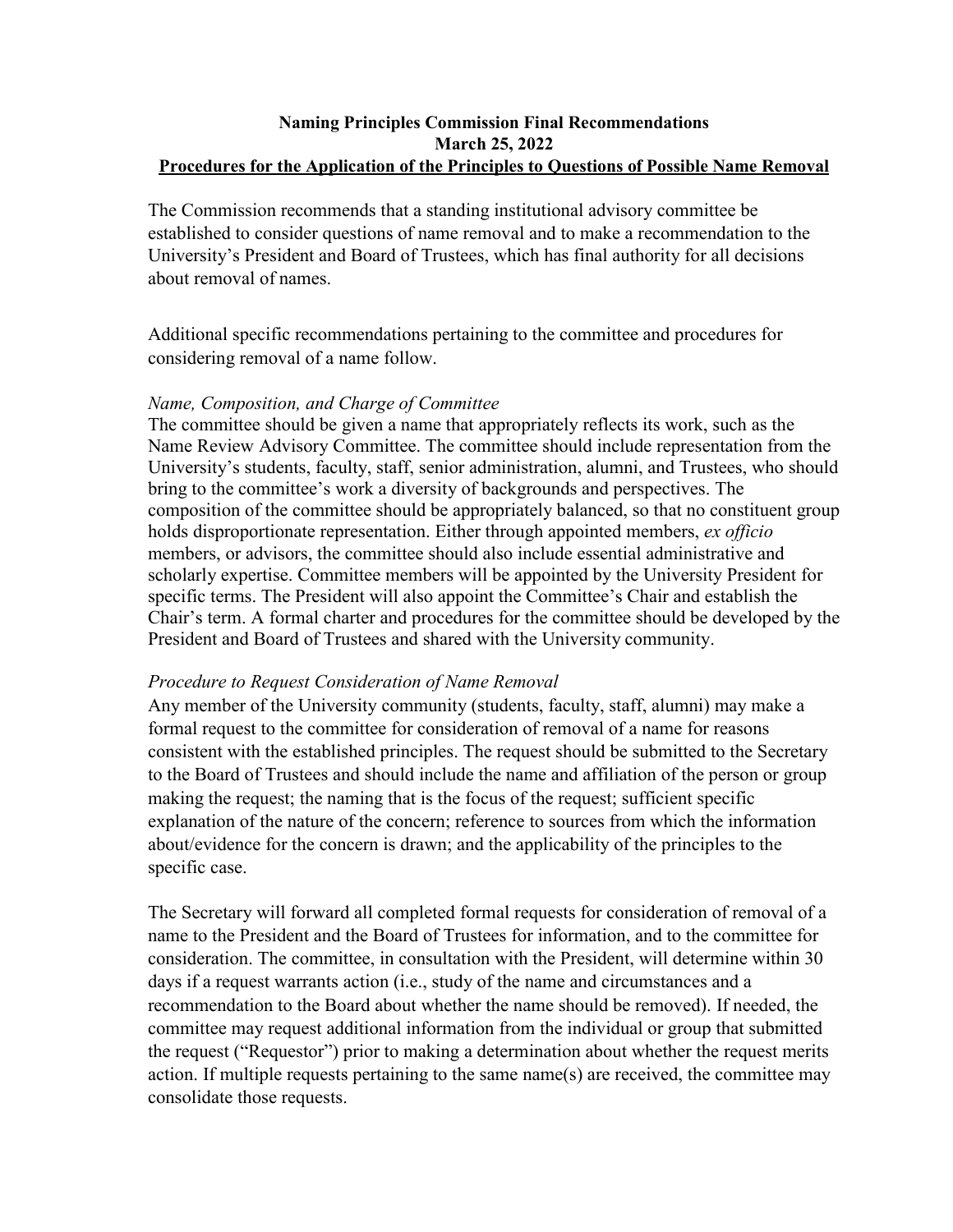**Naming Principles Commission Final Recommendations**
**March 25, 2022**
**Procedures for the Application of the Principles to Questions of Possible Name Removal**

The Commission recommends that a standing institutional advisory committee be established to consider questions of name removal and to make a recommendation to the University's President and Board of Trustees, which has final authority for all decisions about removal of names.

Additional specific recommendations pertaining to the committee and procedures for considering removal of a name follow.

*Name, Composition, and Charge of Committee*

The committee should be given a name that appropriately reflects its work, such as the Name Review Advisory Committee. The committee should include representation from the University's students, faculty, staff, senior administration, alumni, and Trustees, who should bring to the committee's work a diversity of backgrounds and perspectives. The composition of the committee should be appropriately balanced, so that no constituent group holds disproportionate representation. Either through appointed members, *ex officio* members, or advisors, the committee should also include essential administrative and scholarly expertise. Committee members will be appointed by the University President for specific terms. The President will also appoint the Committee's Chair and establish the Chair's term. A formal charter and procedures for the committee should be developed by the President and Board of Trustees and shared with the University community.

*Procedure to Request Consideration of Name Removal*

Any member of the University community (students, faculty, staff, alumni) may make a formal request to the committee for consideration of removal of a name for reasons consistent with the established principles. The request should be submitted to the Secretary to the Board of Trustees and should include the name and affiliation of the person or group making the request; the naming that is the focus of the request; sufficient specific explanation of the nature of the concern; reference to sources from which the information about/evidence for the concern is drawn; and the applicability of the principles to the specific case.

The Secretary will forward all completed formal requests for consideration of removal of a name to the President and the Board of Trustees for information, and to the committee for consideration. The committee, in consultation with the President, will determine within 30 days if a request warrants action (i.e., study of the name and circumstances and a recommendation to the Board about whether the name should be removed). If needed, the committee may request additional information from the individual or group that submitted the request ("Requestor") prior to making a determination about whether the request merits action. If multiple requests pertaining to the same name(s) are received, the committee may consolidate those requests.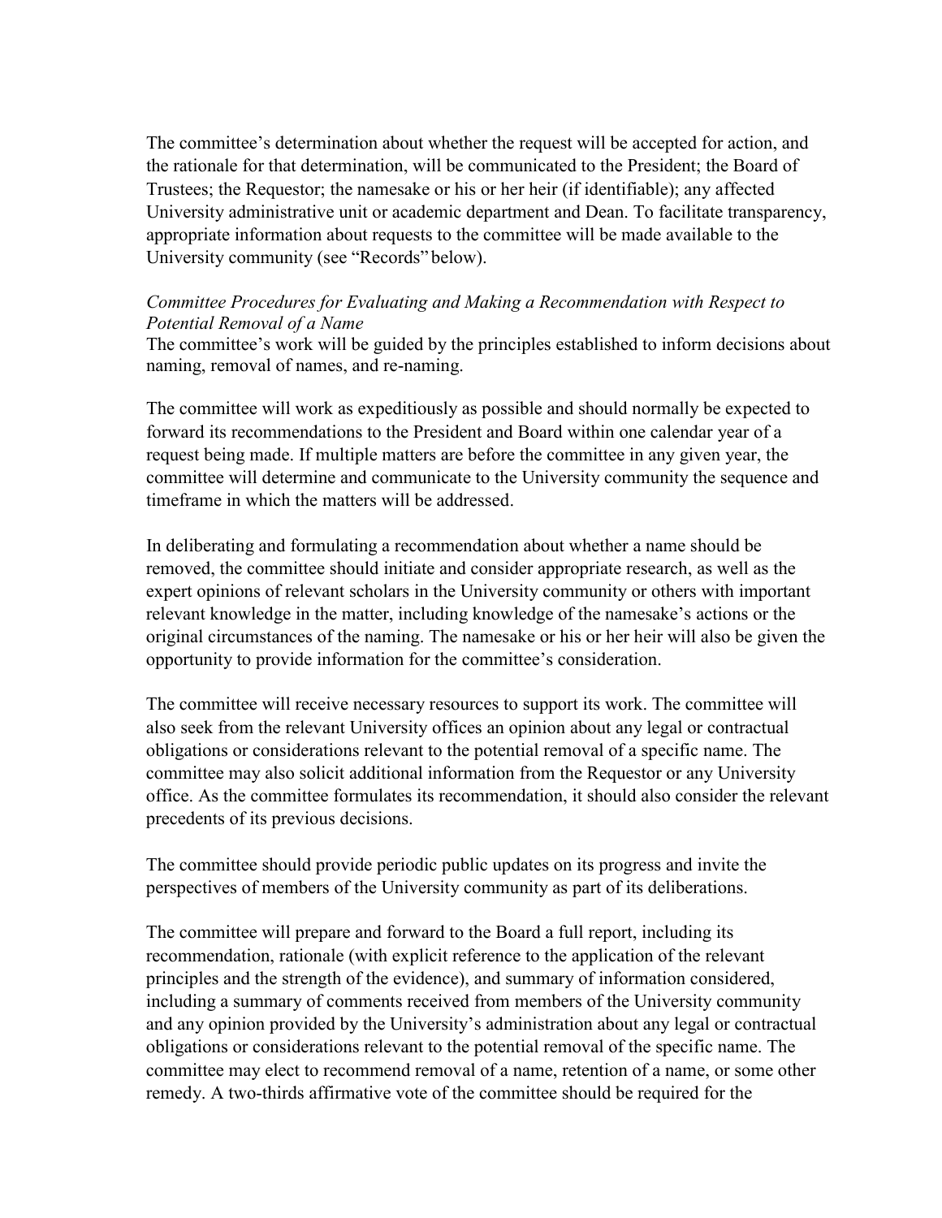The committee's determination about whether the request will be accepted for action, and the rationale for that determination, will be communicated to the President; the Board of Trustees; the Requestor; the namesake or his or her heir (if identifiable); any affected University administrative unit or academic department and Dean. To facilitate transparency, appropriate information about requests to the committee will be made available to the University community (see "Records" below).

*Committee Procedures for Evaluating and Making a Recommendation with Respect to Potential Removal of a Name*

The committee's work will be guided by the principles established to inform decisions about naming, removal of names, and re-naming.

The committee will work as expeditiously as possible and should normally be expected to forward its recommendations to the President and Board within one calendar year of a request being made. If multiple matters are before the committee in any given year, the committee will determine and communicate to the University community the sequence and timeframe in which the matters will be addressed.

In deliberating and formulating a recommendation about whether a name should be removed, the committee should initiate and consider appropriate research, as well as the expert opinions of relevant scholars in the University community or others with important relevant knowledge in the matter, including knowledge of the namesake's actions or the original circumstances of the naming. The namesake or his or her heir will also be given the opportunity to provide information for the committee's consideration.

The committee will receive necessary resources to support its work. The committee will also seek from the relevant University offices an opinion about any legal or contractual obligations or considerations relevant to the potential removal of a specific name. The committee may also solicit additional information from the Requestor or any University office. As the committee formulates its recommendation, it should also consider the relevant precedents of its previous decisions.

The committee should provide periodic public updates on its progress and invite the perspectives of members of the University community as part of its deliberations.

The committee will prepare and forward to the Board a full report, including its recommendation, rationale (with explicit reference to the application of the relevant principles and the strength of the evidence), and summary of information considered, including a summary of comments received from members of the University community and any opinion provided by the University's administration about any legal or contractual obligations or considerations relevant to the potential removal of the specific name. The committee may elect to recommend removal of a name, retention of a name, or some other remedy. A two-thirds affirmative vote of the committee should be required for the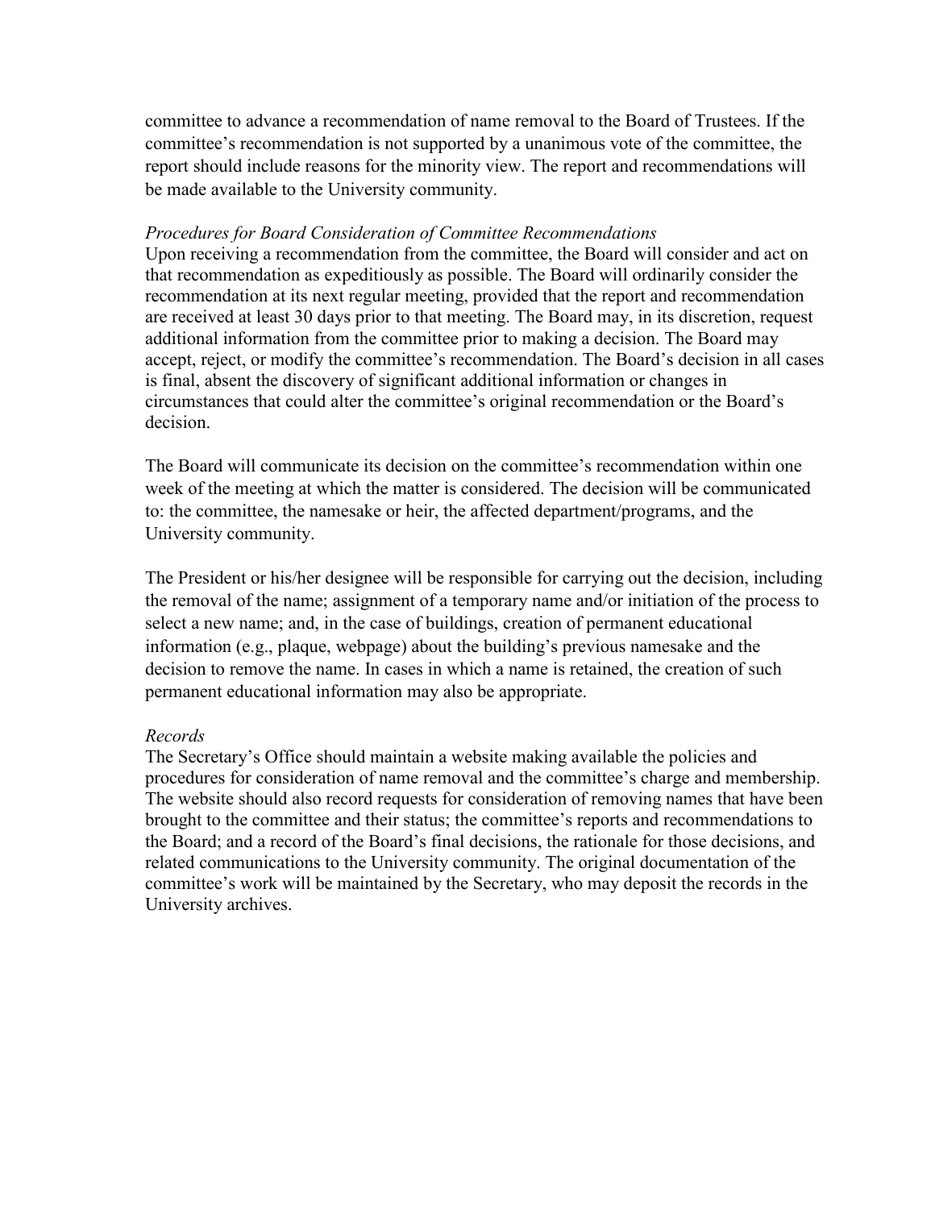committee to advance a recommendation of name removal to the Board of Trustees. If the committee's recommendation is not supported by a unanimous vote of the committee, the report should include reasons for the minority view. The report and recommendations will be made available to the University community.

*Procedures for Board Consideration of Committee Recommendations*

Upon receiving a recommendation from the committee, the Board will consider and act on that recommendation as expeditiously as possible. The Board will ordinarily consider the recommendation at its next regular meeting, provided that the report and recommendation are received at least 30 days prior to that meeting. The Board may, in its discretion, request additional information from the committee prior to making a decision. The Board may accept, reject, or modify the committee's recommendation. The Board's decision in all cases is final, absent the discovery of significant additional information or changes in circumstances that could alter the committee's original recommendation or the Board's decision.

The Board will communicate its decision on the committee's recommendation within one week of the meeting at which the matter is considered. The decision will be communicated to: the committee, the namesake or heir, the affected department/programs, and the University community.

The President or his/her designee will be responsible for carrying out the decision, including the removal of the name; assignment of a temporary name and/or initiation of the process to select a new name; and, in the case of buildings, creation of permanent educational information (e.g., plaque, webpage) about the building's previous namesake and the decision to remove the name. In cases in which a name is retained, the creation of such permanent educational information may also be appropriate.

*Records*

The Secretary's Office should maintain a website making available the policies and procedures for consideration of name removal and the committee's charge and membership. The website should also record requests for consideration of removing names that have been brought to the committee and their status; the committee's reports and recommendations to the Board; and a record of the Board's final decisions, the rationale for those decisions, and related communications to the University community. The original documentation of the committee's work will be maintained by the Secretary, who may deposit the records in the University archives.